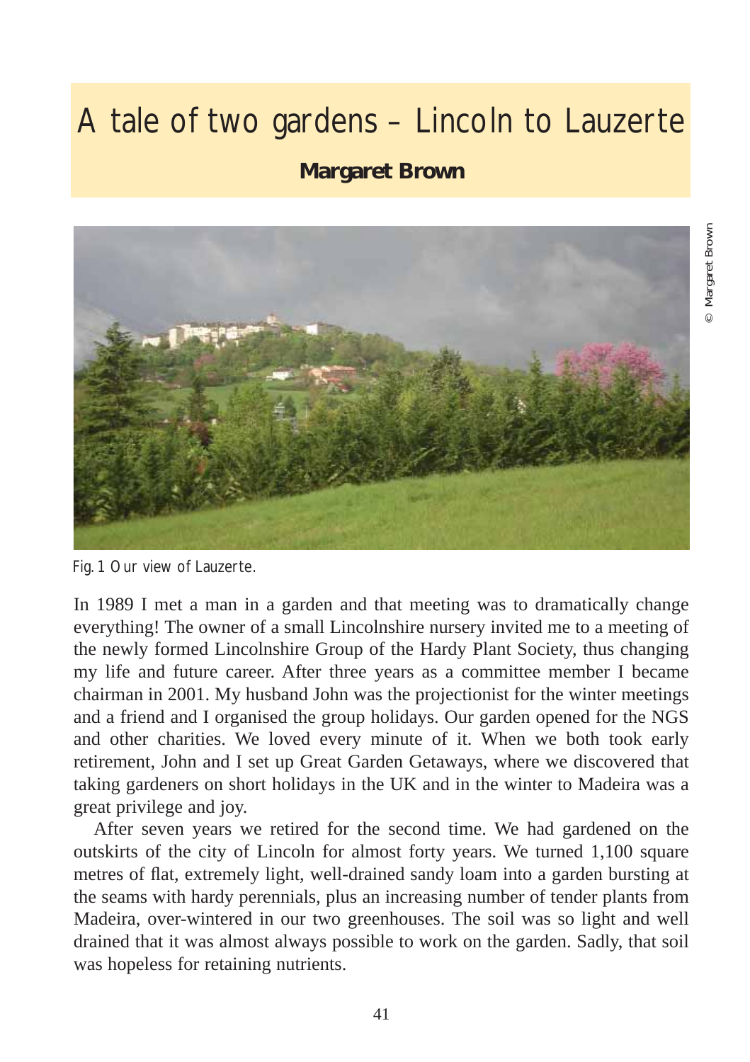# A tale of two gardens – Lincoln to Lauzerte

**Margaret Brown**

© Margaret Brown

Fig. 1 Our view of Lauzerte.

In 1989 I met a man in a garden and that meeting was to dramatically change everything! The owner of a small Lincolnshire nursery invited me to a meeting of the newly formed Lincolnshire Group of the Hardy Plant Society, thus changing my life and future career. After three years as a committee member I became chairman in 2001. My husband John was the projectionist for the winter meetings and a friend and I organised the group holidays. Our garden opened for the NGS and other charities. We loved every minute of it. When we both took early retirement, John and I set up Great Garden Getaways, where we discovered that taking gardeners on short holidays in the UK and in the winter to Madeira was a great privilege and joy.

After seven years we retired for the second time. We had gardened on the outskirts of the city of Lincoln for almost forty years. We turned 1,100 square metres of flat, extremely light, well-drained sandy loam into a garden bursting at the seams with hardy perennials, plus an increasing number of tender plants from Madeira, over-wintered in our two greenhouses. The soil was so light and well drained that it was almost always possible to work on the garden. Sadly, that soil was hopeless for retaining nutrients.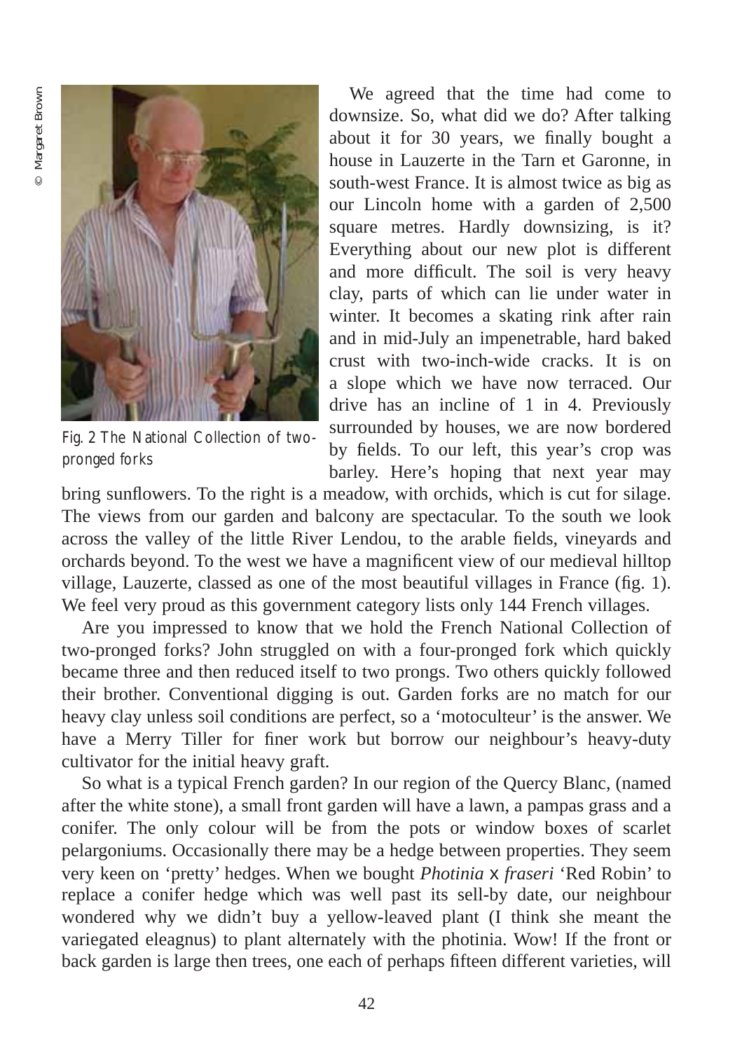Fig. 2 The National Collection of two-pronged forks

We agreed that the time had come to downsize. So, what did we do? After talking about it for 30 years, we finally bought a house in Lauzerte in the Tarn et Garonne, in south-west France. It is almost twice as big as our Lincoln home with a garden of 2,500 square metres. Hardly downsizing, is it? Everything about our new plot is different and more difficult. The soil is very heavy clay, parts of which can lie under water in winter. It becomes a skating rink after rain and in mid-July an impenetrable, hard baked crust with two-inch-wide cracks. It is on a slope which we have now terraced. Our drive has an incline of 1 in 4. Previously surrounded by houses, we are now bordered by fields. To our left, this year's crop was barley. Here's hoping that next year may bring sunflowers. To the right is a meadow, with orchids, which is cut for silage. The views from our garden and balcony are spectacular. To the south we look across the valley of the little River Lendou, to the arable fields, vineyards and orchards beyond. To the west we have a magnificent view of our medieval hilltop village, Lauzerte, classed as one of the most beautiful villages in France (fig. 1). We feel very proud as this government category lists only 144 French villages.

Are you impressed to know that we hold the French National Collection of two-pronged forks? John struggled on with a four-pronged fork which quickly became three and then reduced itself to two prongs. Two others quickly followed their brother. Conventional digging is out. Garden forks are no match for our heavy clay unless soil conditions are perfect, so a 'motoculteur' is the answer. We have a Merry Tiller for finer work but borrow our neighbour's heavy-duty cultivator for the initial heavy graft.

So what is a typical French garden? In our region of the Quercy Blanc, (named after the white stone), a small front garden will have a lawn, a pampas grass and a conifer. The only colour will be from the pots or window boxes of scarlet pelargoniums. Occasionally there may be a hedge between properties. They seem very keen on 'pretty' hedges. When we bought *Photinia* x *fraseri* 'Red Robin' to replace a conifer hedge which was well past its sell-by date, our neighbour wondered why we didn't buy a yellow-leaved plant (I think she meant the variegated eleagnus) to plant alternately with the photinia. Wow! If the front or back garden is large then trees, one each of perhaps fifteen different varieties, will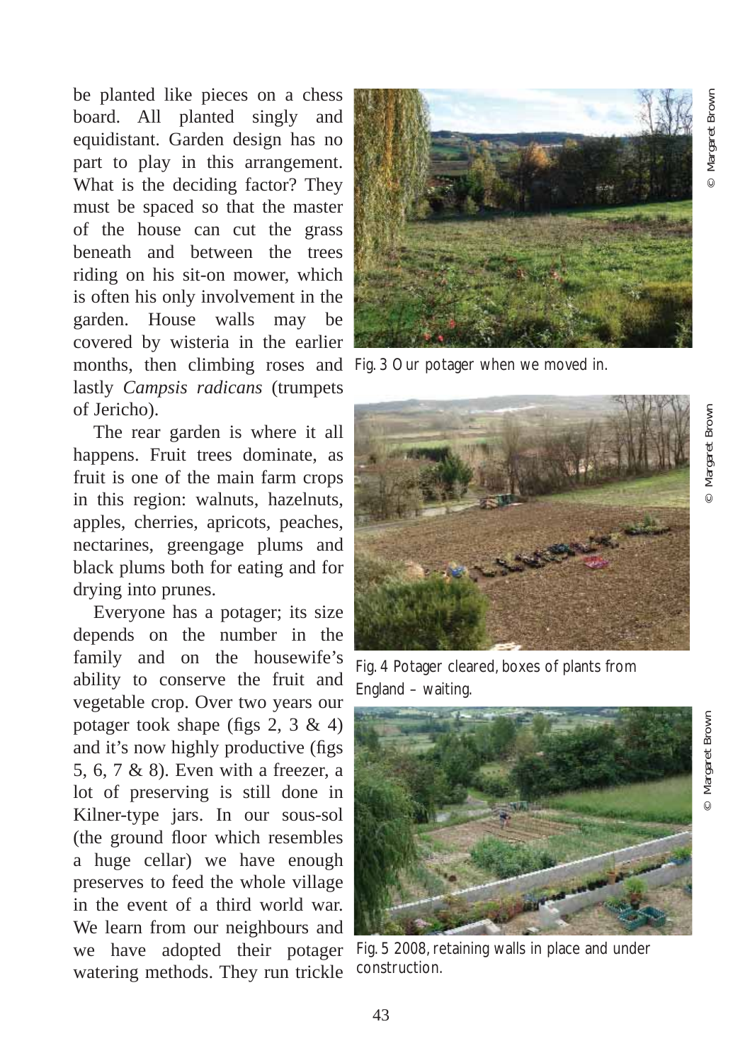be planted like pieces on a chess board. All planted singly and equidistant. Garden design has no part to play in this arrangement. What is the deciding factor? They must be spaced so that the master of the house can cut the grass beneath and between the trees riding on his sit-on mower, which is often his only involvement in the garden. House walls may be covered by wisteria in the earlier months, then climbing roses and lastly *Campsis radicans* (trumpets of Jericho).

The rear garden is where it all happens. Fruit trees dominate, as fruit is one of the main farm crops in this region: walnuts, hazelnuts, apples, cherries, apricots, peaches, nectarines, greengage plums and black plums both for eating and for drying into prunes.

Everyone has a potager; its size depends on the number in the family and on the housewife's ability to conserve the fruit and vegetable crop. Over two years our potager took shape (figs 2, 3 & 4) and it's now highly productive (figs 5, 6, 7 & 8). Even with a freezer, a lot of preserving is still done in Kilner-type jars. In our sous-sol (the ground floor which resembles a huge cellar) we have enough preserves to feed the whole village in the event of a third world war. We learn from our neighbours and we have adopted their potager watering methods. They run trickle

Fig. 3 Our potager when we moved in.

© Margaret Brown

Fig. 4 Potager cleared, boxes of plants from England – waiting.

© Margaret Brown

Fig. 5 2008, retaining walls in place and under construction.

© Margaret Brown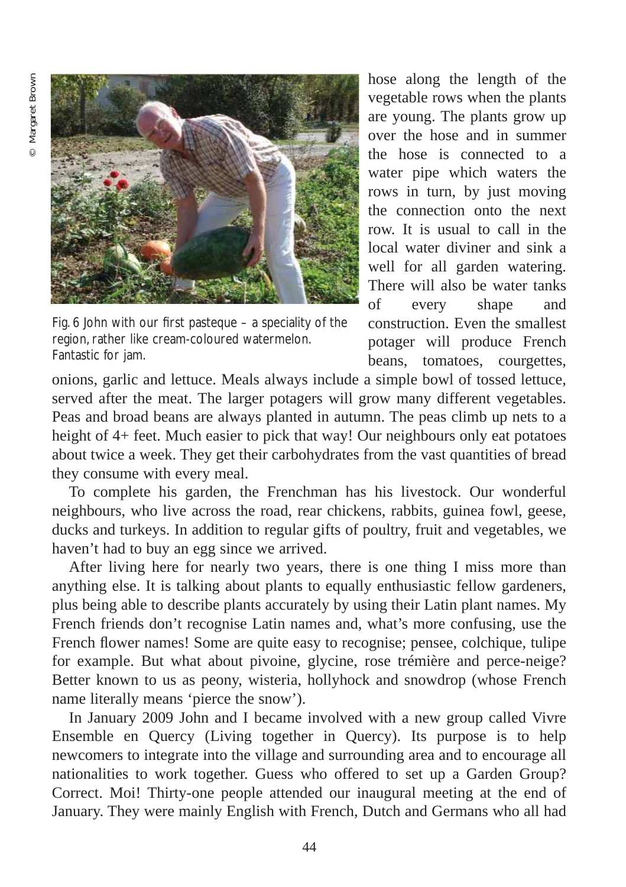© Margaret Brown

Fig. 6 John with our first pasteque – a speciality of the region, rather like cream-coloured watermelon. Fantastic for jam.

hose along the length of the vegetable rows when the plants are young. The plants grow up over the hose and in summer the hose is connected to a water pipe which waters the rows in turn, by just moving the connection onto the next row. It is usual to call in the local water diviner and sink a well for all garden watering. There will also be water tanks of every shape and construction. Even the smallest potager will produce French beans, tomatoes, courgettes, onions, garlic and lettuce. Meals always include a simple bowl of tossed lettuce, served after the meat. The larger potagers will grow many different vegetables. Peas and broad beans are always planted in autumn. The peas climb up nets to a height of 4+ feet. Much easier to pick that way! Our neighbours only eat potatoes about twice a week. They get their carbohydrates from the vast quantities of bread they consume with every meal.

To complete his garden, the Frenchman has his livestock. Our wonderful neighbours, who live across the road, rear chickens, rabbits, guinea fowl, geese, ducks and turkeys. In addition to regular gifts of poultry, fruit and vegetables, we haven't had to buy an egg since we arrived.

After living here for nearly two years, there is one thing I miss more than anything else. It is talking about plants to equally enthusiastic fellow gardeners, plus being able to describe plants accurately by using their Latin plant names. My French friends don't recognise Latin names and, what's more confusing, use the French flower names! Some are quite easy to recognise; pensee, colchique, tulipe for example. But what about pivoine, glycine, rose trémière and perce-neige? Better known to us as peony, wisteria, hollyhock and snowdrop (whose French name literally means 'pierce the snow').

In January 2009 John and I became involved with a new group called Vivre Ensemble en Quercy (Living together in Quercy). Its purpose is to help newcomers to integrate into the village and surrounding area and to encourage all nationalities to work together. Guess who offered to set up a Garden Group? Correct. Moi! Thirty-one people attended our inaugural meeting at the end of January. They were mainly English with French, Dutch and Germans who all had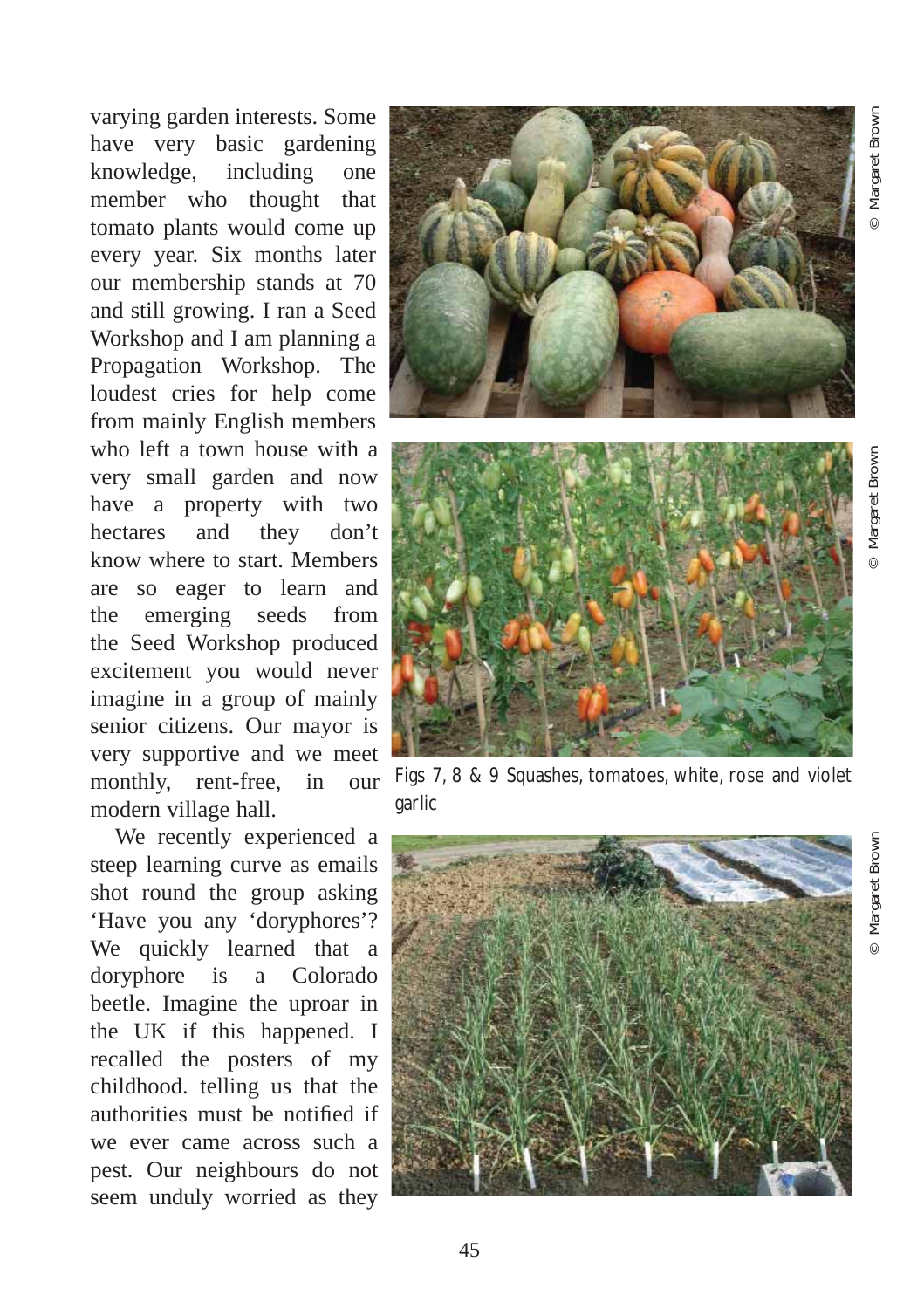varying garden interests. Some have very basic gardening knowledge, including one member who thought that tomato plants would come up every year. Six months later our membership stands at 70 and still growing. I ran a Seed Workshop and I am planning a Propagation Workshop. The loudest cries for help come from mainly English members who left a town house with a very small garden and now have a property with two hectares and they don't know where to start. Members are so eager to learn and the emerging seeds from the Seed Workshop produced excitement you would never imagine in a group of mainly senior citizens. Our mayor is very supportive and we meet monthly, rent-free, in our modern village hall.

We recently experienced a steep learning curve as emails shot round the group asking 'Have you any 'doryphores'? We quickly learned that a doryphore is a Colorado beetle. Imagine the uproar in the UK if this happened. I recalled the posters of my childhood. telling us that the authorities must be notified if we ever came across such a pest. Our neighbours do not seem unduly worried as they

© Margaret Brown

© Margaret Brown

Figs 7, 8 & 9 Squashes, tomatoes, white, rose and violet garlic

© Margaret Brown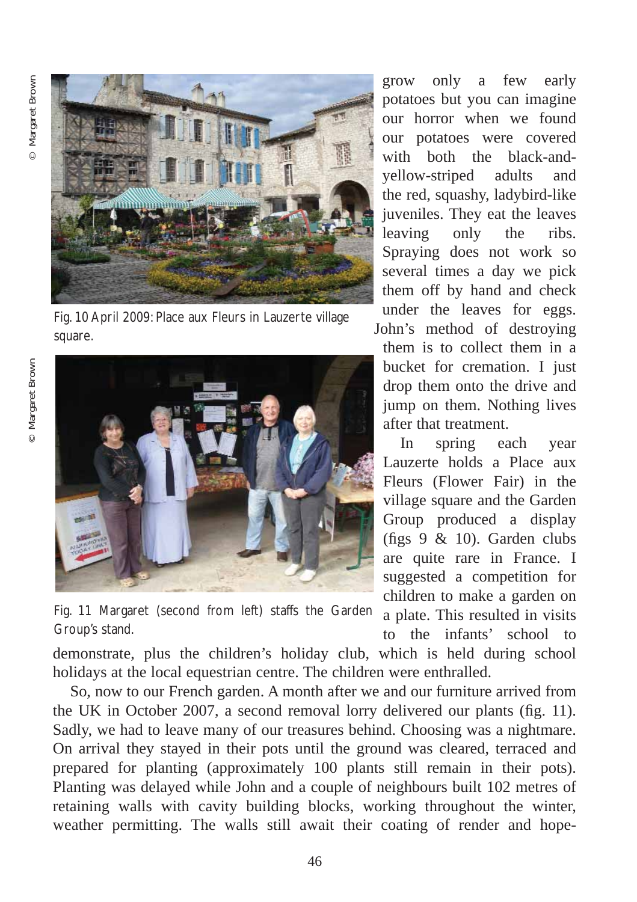Fig. 10 April 2009: Place aux Fleurs in Lauzerte village square.

Fig. 11 Margaret (second from left) staffs the Garden Group's stand.

grow only a few early potatoes but you can imagine our horror when we found our potatoes were covered with both the black-and-yellow-striped adults and the red, squashy, ladybird-like juveniles. They eat the leaves leaving only the ribs. Spraying does not work so several times a day we pick them off by hand and check under the leaves for eggs. John's method of destroying them is to collect them in a bucket for cremation. I just drop them onto the drive and jump on them. Nothing lives after that treatment.

In spring each year Lauzerte holds a Place aux Fleurs (Flower Fair) in the village square and the Garden Group produced a display (figs 9 & 10). Garden clubs are quite rare in France. I suggested a competition for children to make a garden on a plate. This resulted in visits to the infants' school to demonstrate, plus the children's holiday club, which is held during school holidays at the local equestrian centre. The children were enthralled.

So, now to our French garden. A month after we and our furniture arrived from the UK in October 2007, a second removal lorry delivered our plants (fig. 11). Sadly, we had to leave many of our treasures behind. Choosing was a nightmare. On arrival they stayed in their pots until the ground was cleared, terraced and prepared for planting (approximately 100 plants still remain in their pots). Planting was delayed while John and a couple of neighbours built 102 metres of retaining walls with cavity building blocks, working throughout the winter, weather permitting. The walls still await their coating of render and hope-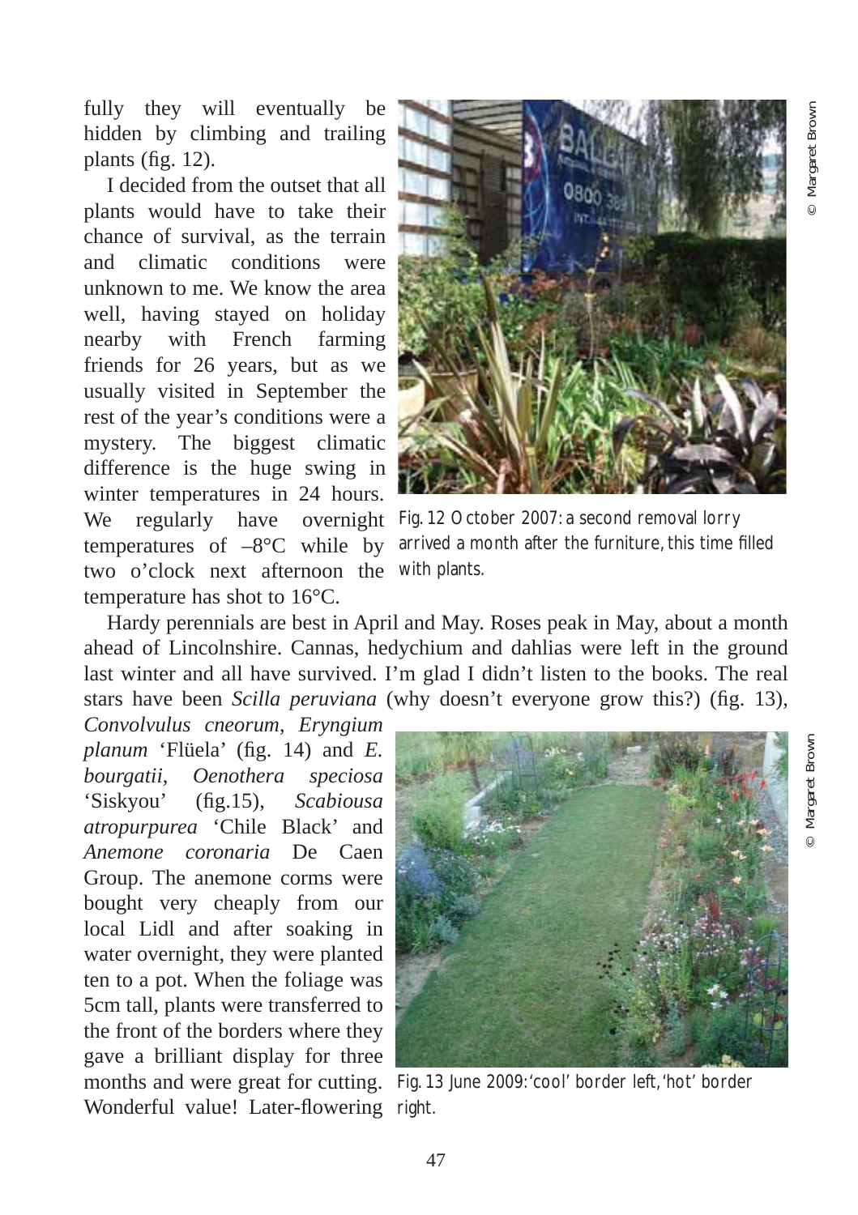fully they will eventually be hidden by climbing and trailing plants (fig. 12).

I decided from the outset that all plants would have to take their chance of survival, as the terrain and climatic conditions were unknown to me. We know the area well, having stayed on holiday nearby with French farming friends for 26 years, but as we usually visited in September the rest of the year's conditions were a mystery. The biggest climatic difference is the huge swing in winter temperatures in 24 hours. We regularly have overnight temperatures of –8°C while by two o'clock next afternoon the temperature has shot to 16°C.

Fig. 12 October 2007: a second removal lorry arrived a month after the furniture, this time filled with plants.

© Margaret Brown

Hardy perennials are best in April and May. Roses peak in May, about a month ahead of Lincolnshire. Cannas, hedychium and dahlias were left in the ground last winter and all have survived. I'm glad I didn't listen to the books. The real stars have been *Scilla peruviana* (why doesn't everyone grow this?) (fig. 13), *Convolvulus cneorum*, *Eryngium planum* 'Flüela' (fig. 14) and *E. bourgatii*, *Oenothera speciosa* 'Siskyou' (fig.15), *Scabiousa atropurpurea* 'Chile Black' and *Anemone coronaria* De Caen Group. The anemone corms were bought very cheaply from our local Lidl and after soaking in water overnight, they were planted ten to a pot. When the foliage was 5cm tall, plants were transferred to the front of the borders where they gave a brilliant display for three months and were great for cutting. Wonderful value! Later-flowering

Fig. 13 June 2009: 'cool' border left, 'hot' border right.

© Margaret Brown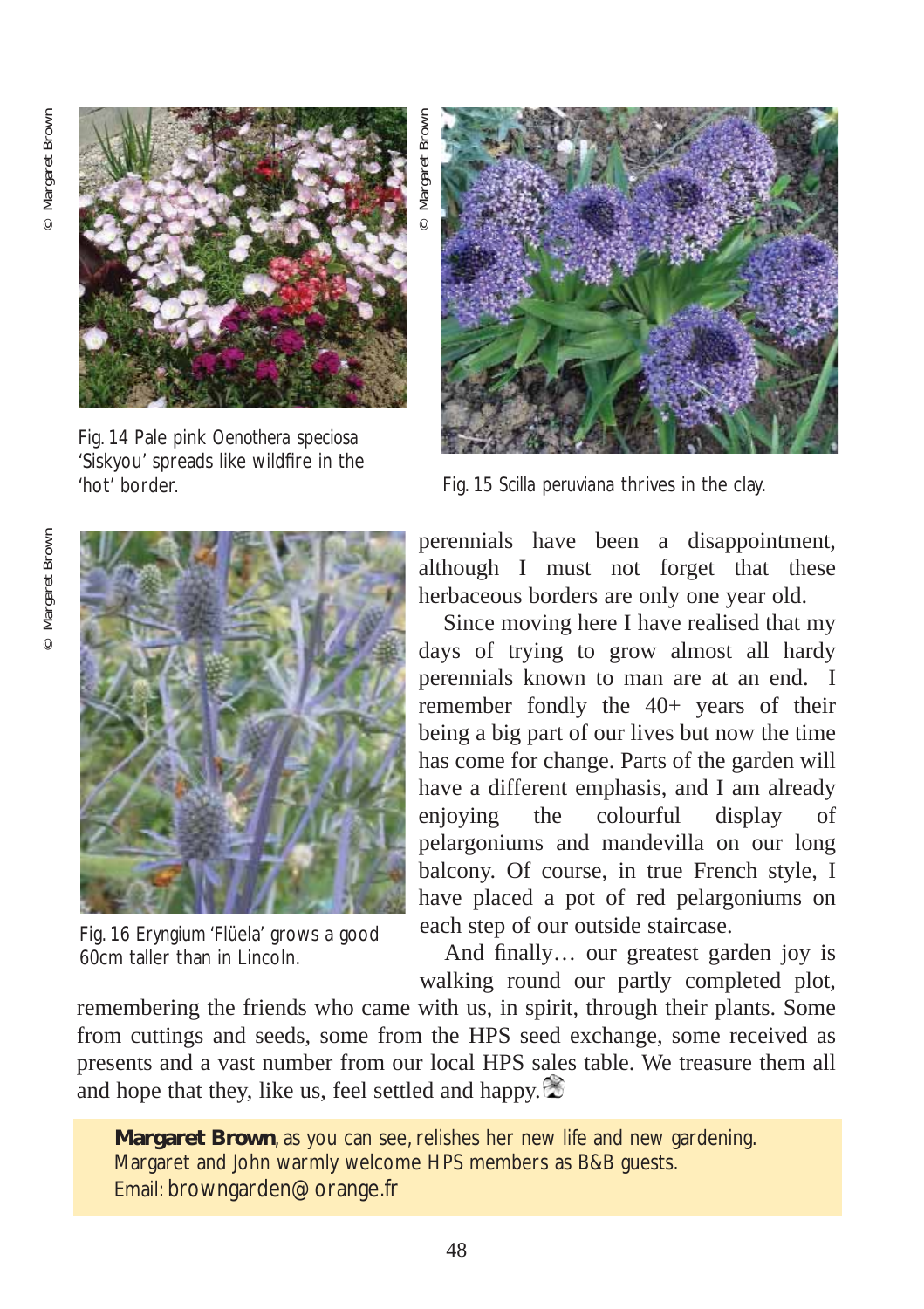© Margaret Brown

Fig. 14 Pale pink *Oenothera speciosa* 'Siskyou' spreads like wildfire in the 'hot' border.

© Margaret Brown

Fig. 15 *Scilla peruviana* thrives in the clay.

© Margaret Brown

Fig. 16 *Eryngium* 'Flüela' grows a good 60cm taller than in Lincoln.

perennials have been a disappointment, although I must not forget that these herbaceous borders are only one year old.

Since moving here I have realised that my days of trying to grow almost all hardy perennials known to man are at an end. I remember fondly the 40+ years of their being a big part of our lives but now the time has come for change. Parts of the garden will have a different emphasis, and I am already enjoying the colourful display of pelargoniums and mandevilla on our long balcony. Of course, in true French style, I have placed a pot of red pelargoniums on each step of our outside staircase.

And finally… our greatest garden joy is walking round our partly completed plot, remembering the friends who came with us, in spirit, through their plants. Some from cuttings and seeds, some from the HPS seed exchange, some received as presents and a vast number from our local HPS sales table. We treasure them all and hope that they, like us, feel settled and happy.

**Margaret Brown**, as you can see, relishes her new life and new gardening. Margaret and John warmly welcome HPS members as B&B guests.
Email: browngarden@orange.fr